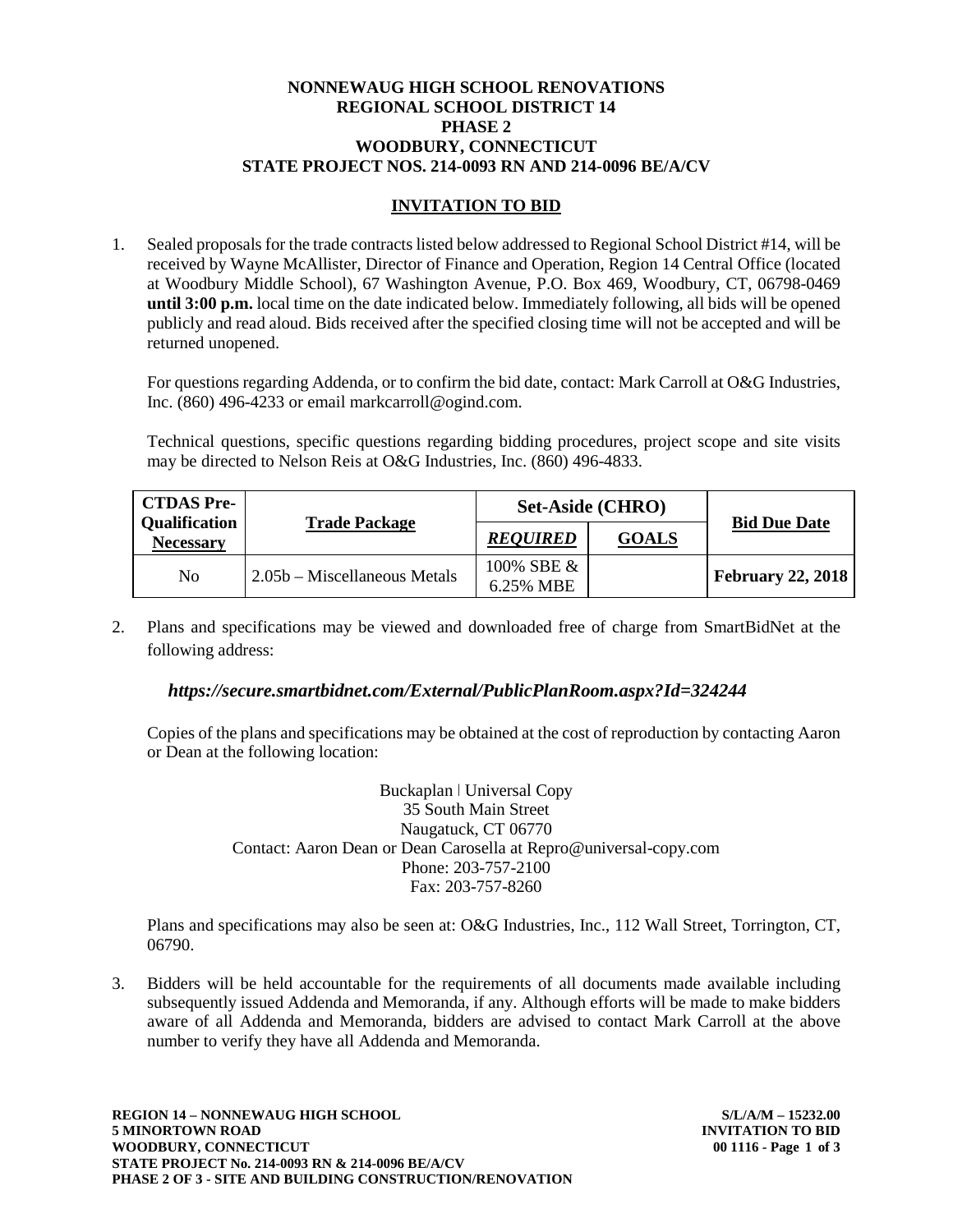**NONNEWAUG HIGH SCHOOL RENOVATIONS**
**REGIONAL SCHOOL DISTRICT 14**
**PHASE 2**
**WOODBURY, CONNECTICUT**
**STATE PROJECT NOS. 214-0093 RN AND 214-0096 BE/A/CV**

## INVITATION TO BID

1. Sealed proposals for the trade contracts listed below addressed to Regional School District #14, will be received by Wayne McAllister, Director of Finance and Operation, Region 14 Central Office (located at Woodbury Middle School), 67 Washington Avenue, P.O. Box 469, Woodbury, CT, 06798-0469 **until 3:00 p.m.** local time on the date indicated below. Immediately following, all bids will be opened publicly and read aloud. Bids received after the specified closing time will not be accepted and will be returned unopened.

   For questions regarding Addenda, or to confirm the bid date, contact: Mark Carroll at O&G Industries, Inc. (860) 496-4233 or email markcarroll@ogind.com.

   Technical questions, specific questions regarding bidding procedures, project scope and site visits may be directed to Nelson Reis at O&G Industries, Inc. (860) 496-4833.

| CTDAS Pre-Qualification Necessary | Trade Package | Set-Aside (CHRO) | | Bid Due Date |
|---|---|---|---|---|
| | | ***REQUIRED*** | **GOALS** | |
| No | 2.05b – Miscellaneous Metals | 100% SBE & 6.25% MBE | | **February 22, 2018** |

2. Plans and specifications may be viewed and downloaded free of charge from SmartBidNet at the following address:

   ***https://secure.smartbidnet.com/External/PublicPlanRoom.aspx?Id=324244***

   Copies of the plans and specifications may be obtained at the cost of reproduction by contacting Aaron or Dean at the following location:

   Buckaplan | Universal Copy
   35 South Main Street
   Naugatuck, CT 06770
   Contact: Aaron Dean or Dean Carosella at Repro@universal-copy.com
   Phone: 203-757-2100
   Fax: 203-757-8260

   Plans and specifications may also be seen at: O&G Industries, Inc., 112 Wall Street, Torrington, CT, 06790.

3. Bidders will be held accountable for the requirements of all documents made available including subsequently issued Addenda and Memoranda, if any. Although efforts will be made to make bidders aware of all Addenda and Memoranda, bidders are advised to contact Mark Carroll at the above number to verify they have all Addenda and Memoranda.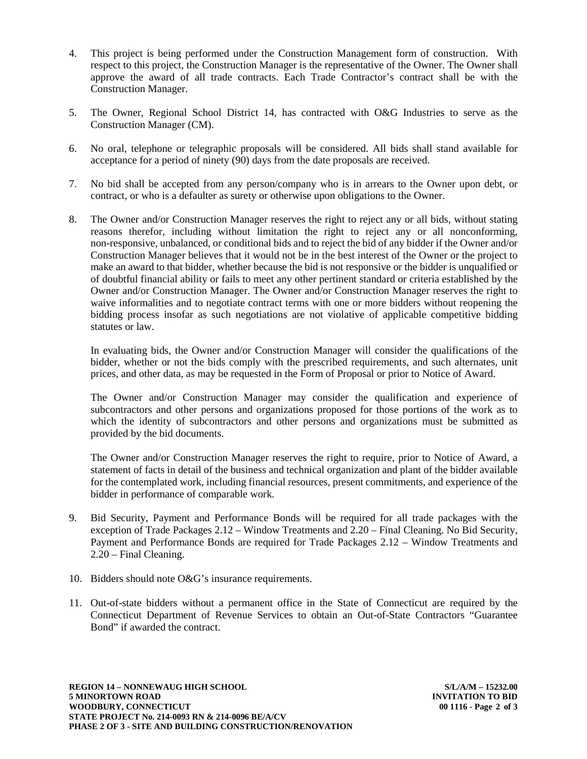4. This project is being performed under the Construction Management form of construction. With respect to this project, the Construction Manager is the representative of the Owner. The Owner shall approve the award of all trade contracts. Each Trade Contractor's contract shall be with the Construction Manager.

5. The Owner, Regional School District 14, has contracted with O&G Industries to serve as the Construction Manager (CM).

6. No oral, telephone or telegraphic proposals will be considered. All bids shall stand available for acceptance for a period of ninety (90) days from the date proposals are received.

7. No bid shall be accepted from any person/company who is in arrears to the Owner upon debt, or contract, or who is a defaulter as surety or otherwise upon obligations to the Owner.

8. The Owner and/or Construction Manager reserves the right to reject any or all bids, without stating reasons therefor, including without limitation the right to reject any or all nonconforming, non-responsive, unbalanced, or conditional bids and to reject the bid of any bidder if the Owner and/or Construction Manager believes that it would not be in the best interest of the Owner or the project to make an award to that bidder, whether because the bid is not responsive or the bidder is unqualified or of doubtful financial ability or fails to meet any other pertinent standard or criteria established by the Owner and/or Construction Manager. The Owner and/or Construction Manager reserves the right to waive informalities and to negotiate contract terms with one or more bidders without reopening the bidding process insofar as such negotiations are not violative of applicable competitive bidding statutes or law.

   In evaluating bids, the Owner and/or Construction Manager will consider the qualifications of the bidder, whether or not the bids comply with the prescribed requirements, and such alternates, unit prices, and other data, as may be requested in the Form of Proposal or prior to Notice of Award.

   The Owner and/or Construction Manager may consider the qualification and experience of subcontractors and other persons and organizations proposed for those portions of the work as to which the identity of subcontractors and other persons and organizations must be submitted as provided by the bid documents.

   The Owner and/or Construction Manager reserves the right to require, prior to Notice of Award, a statement of facts in detail of the business and technical organization and plant of the bidder available for the contemplated work, including financial resources, present commitments, and experience of the bidder in performance of comparable work.

9. Bid Security, Payment and Performance Bonds will be required for all trade packages with the exception of Trade Packages 2.12 – Window Treatments and 2.20 – Final Cleaning. No Bid Security, Payment and Performance Bonds are required for Trade Packages 2.12 – Window Treatments and 2.20 – Final Cleaning.

10. Bidders should note O&G's insurance requirements.

11. Out-of-state bidders without a permanent office in the State of Connecticut are required by the Connecticut Department of Revenue Services to obtain an Out-of-State Contractors "Guarantee Bond" if awarded the contract.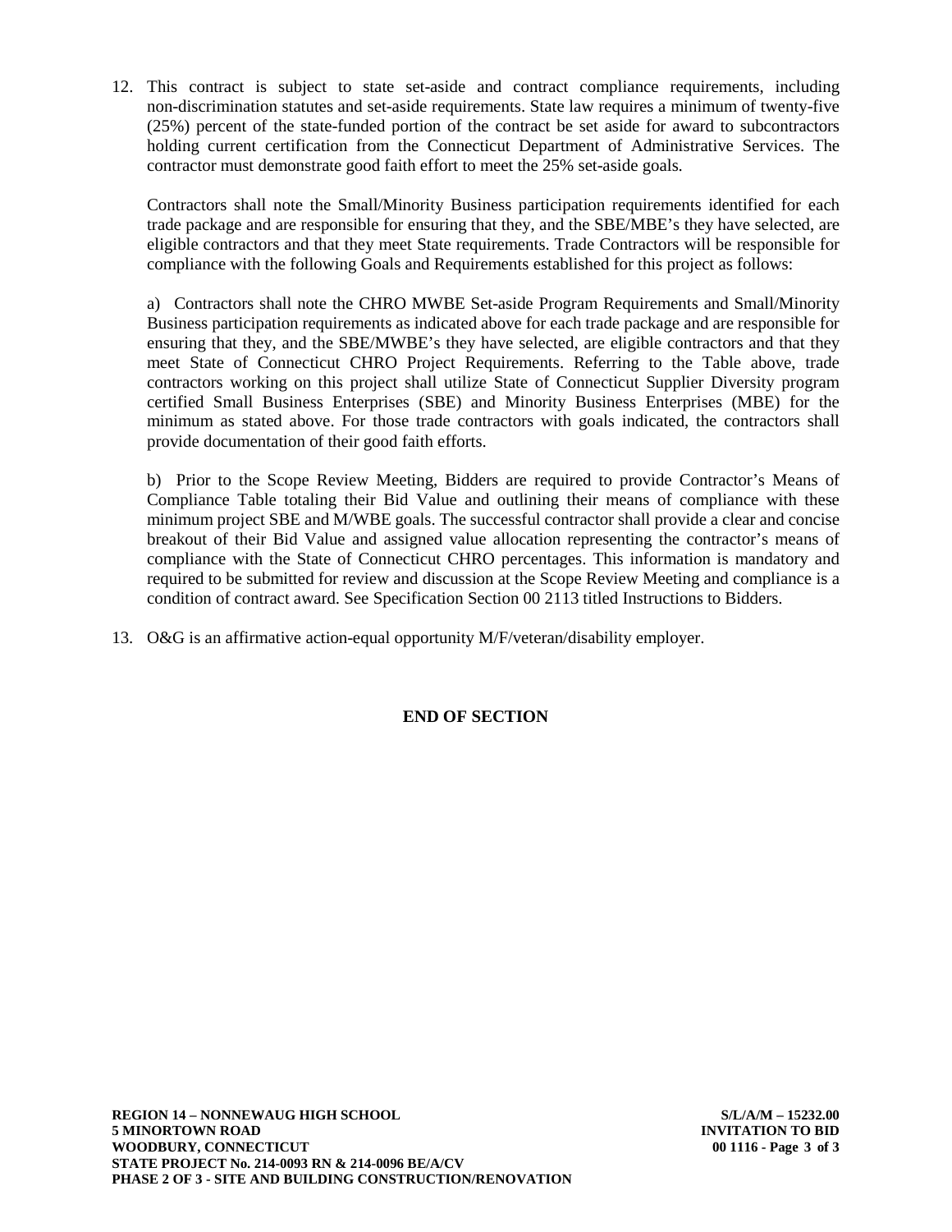12. This contract is subject to state set-aside and contract compliance requirements, including non-discrimination statutes and set-aside requirements. State law requires a minimum of twenty-five (25%) percent of the state-funded portion of the contract be set aside for award to subcontractors holding current certification from the Connecticut Department of Administrative Services. The contractor must demonstrate good faith effort to meet the 25% set-aside goals.

    Contractors shall note the Small/Minority Business participation requirements identified for each trade package and are responsible for ensuring that they, and the SBE/MBE's they have selected, are eligible contractors and that they meet State requirements. Trade Contractors will be responsible for compliance with the following Goals and Requirements established for this project as follows:

    a) Contractors shall note the CHRO MWBE Set-aside Program Requirements and Small/Minority Business participation requirements as indicated above for each trade package and are responsible for ensuring that they, and the SBE/MWBE's they have selected, are eligible contractors and that they meet State of Connecticut CHRO Project Requirements. Referring to the Table above, trade contractors working on this project shall utilize State of Connecticut Supplier Diversity program certified Small Business Enterprises (SBE) and Minority Business Enterprises (MBE) for the minimum as stated above. For those trade contractors with goals indicated, the contractors shall provide documentation of their good faith efforts.

    b) Prior to the Scope Review Meeting, Bidders are required to provide Contractor's Means of Compliance Table totaling their Bid Value and outlining their means of compliance with these minimum project SBE and M/WBE goals. The successful contractor shall provide a clear and concise breakout of their Bid Value and assigned value allocation representing the contractor's means of compliance with the State of Connecticut CHRO percentages. This information is mandatory and required to be submitted for review and discussion at the Scope Review Meeting and compliance is a condition of contract award. See Specification Section 00 2113 titled Instructions to Bidders.

13. O&G is an affirmative action-equal opportunity M/F/veteran/disability employer.

**END OF SECTION**